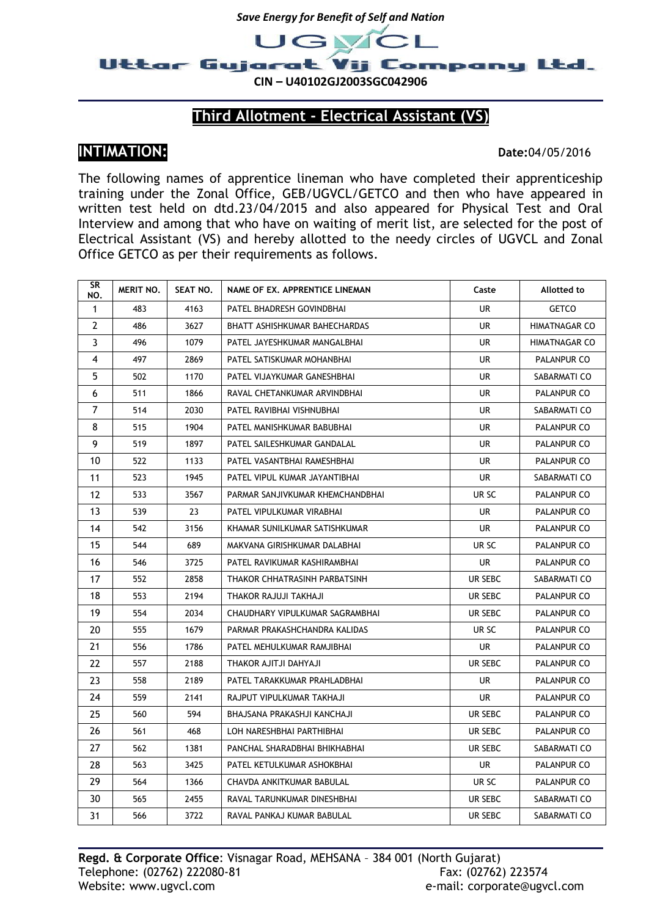*Save Energy for Benefit of Self and Nation*

# UGVCL
## Uttar Gujarat Vij Company Ltd.

**CIN – U40102GJ2003SGC042906**

## Third Allotment - Electrical Assistant (VS)

**INTIMATION:** **Date:**04/05/2016

The following names of apprentice lineman who have completed their apprenticeship training under the Zonal Office, GEB/UGVCL/GETCO and then who have appeared in written test held on dtd.23/04/2015 and also appeared for Physical Test and Oral Interview and among that who have on waiting of merit list, are selected for the post of Electrical Assistant (VS) and hereby allotted to the needy circles of UGVCL and Zonal Office GETCO as per their requirements as follows.

| SR NO. | MERIT NO. | SEAT NO. | NAME OF EX. APPRENTICE LINEMAN | Caste | Allotted to |
|---|---|---|---|---|---|
| 1 | 483 | 4163 | PATEL BHADRESH GOVINDBHAI | UR | GETCO |
| 2 | 486 | 3627 | BHATT ASHISHKUMAR BAHECHARDAS | UR | HIMATNAGAR CO |
| 3 | 496 | 1079 | PATEL JAYESHKUMAR MANGALBHAI | UR | HIMATNAGAR CO |
| 4 | 497 | 2869 | PATEL SATISKUMAR MOHANBHAI | UR | PALANPUR CO |
| 5 | 502 | 1170 | PATEL VIJAYKUMAR GANESHBHAI | UR | SABARMATI CO |
| 6 | 511 | 1866 | RAVAL CHETANKUMAR ARVINDBHAI | UR | PALANPUR CO |
| 7 | 514 | 2030 | PATEL RAVIBHAI VISHNUBHAI | UR | SABARMATI CO |
| 8 | 515 | 1904 | PATEL MANISHKUMAR BABUBHAI | UR | PALANPUR CO |
| 9 | 519 | 1897 | PATEL SAILESHKUMAR GANDALAL | UR | PALANPUR CO |
| 10 | 522 | 1133 | PATEL VASANTBHAI RAMESHBHAI | UR | PALANPUR CO |
| 11 | 523 | 1945 | PATEL VIPUL KUMAR JAYANTIBHAI | UR | SABARMATI CO |
| 12 | 533 | 3567 | PARMAR SANJIVKUMAR KHEMCHANDBHAI | UR SC | PALANPUR CO |
| 13 | 539 | 23 | PATEL VIPULKUMAR VIRABHAI | UR | PALANPUR CO |
| 14 | 542 | 3156 | KHAMAR SUNILKUMAR SATISHKUMAR | UR | PALANPUR CO |
| 15 | 544 | 689 | MAKVANA GIRISHKUMAR DALABHAI | UR SC | PALANPUR CO |
| 16 | 546 | 3725 | PATEL RAVIKUMAR KASHIRAMBHAI | UR | PALANPUR CO |
| 17 | 552 | 2858 | THAKOR CHHATRASINH PARBATSINH | UR SEBC | SABARMATI CO |
| 18 | 553 | 2194 | THAKOR RAJUJI TAKHAJI | UR SEBC | PALANPUR CO |
| 19 | 554 | 2034 | CHAUDHARY VIPULKUMAR SAGRAMBHAI | UR SEBC | PALANPUR CO |
| 20 | 555 | 1679 | PARMAR PRAKASHCHANDRA KALIDAS | UR SC | PALANPUR CO |
| 21 | 556 | 1786 | PATEL MEHULKUMAR RAMJIBHAI | UR | PALANPUR CO |
| 22 | 557 | 2188 | THAKOR AJITJI DAHYAJI | UR SEBC | PALANPUR CO |
| 23 | 558 | 2189 | PATEL TARAKKUMAR PRAHLADBHAI | UR | PALANPUR CO |
| 24 | 559 | 2141 | RAJPUT VIPULKUMAR TAKHAJI | UR | PALANPUR CO |
| 25 | 560 | 594 | BHAJSANA PRAKASHJI KANCHAJI | UR SEBC | PALANPUR CO |
| 26 | 561 | 468 | LOH NARESHBHAI PARTHIBHAI | UR SEBC | PALANPUR CO |
| 27 | 562 | 1381 | PANCHAL SHARADBHAI BHIKHABHAI | UR SEBC | SABARMATI CO |
| 28 | 563 | 3425 | PATEL KETULKUMAR ASHOKBHAI | UR | PALANPUR CO |
| 29 | 564 | 1366 | CHAVDA ANKITKUMAR BABULAL | UR SC | PALANPUR CO |
| 30 | 565 | 2455 | RAVAL TARUNKUMAR DINESHBHAI | UR SEBC | SABARMATI CO |
| 31 | 566 | 3722 | RAVAL PANKAJ KUMAR BABULAL | UR SEBC | SABARMATI CO |

**Regd. & Corporate Office**: Visnagar Road, MEHSANA – 384 001 (North Gujarat)
Telephone: (02762) 222080-81 Fax: (02762) 223574
Website: www.ugvcl.com e-mail: corporate@ugvcl.com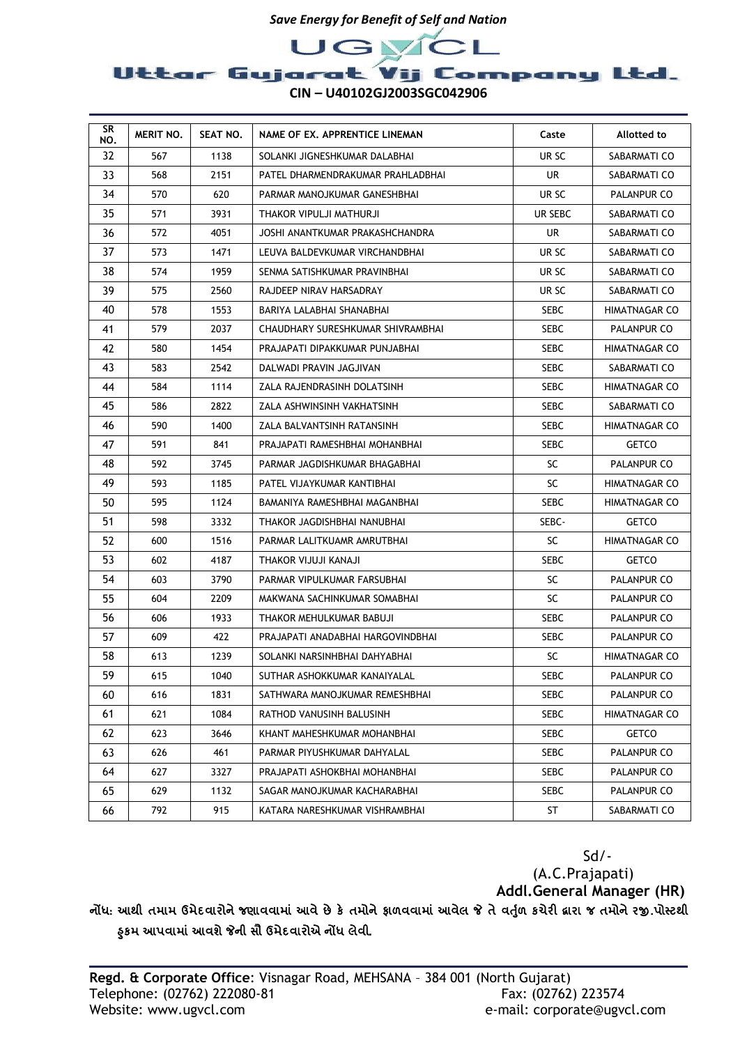*Save Energy for Benefit of Self and Nation*

# UGVCL

## Uttar Gujarat Vij Company Ltd.

**CIN – U40102GJ2003SGC042906**

| SR NO. | MERIT NO. | SEAT NO. | NAME OF EX. APPRENTICE LINEMAN | Caste | Allotted to |
|---|---|---|---|---|---|
| 32 | 567 | 1138 | SOLANKI JIGNESHKUMAR DALABHAI | UR SC | SABARMATI CO |
| 33 | 568 | 2151 | PATEL DHARMENDRAKUMAR PRAHLADBHAI | UR | SABARMATI CO |
| 34 | 570 | 620 | PARMAR MANOJKUMAR GANESHBHAI | UR SC | PALANPUR CO |
| 35 | 571 | 3931 | THAKOR VIPULJI MATHURJI | UR SEBC | SABARMATI CO |
| 36 | 572 | 4051 | JOSHI ANANTKUMAR PRAKASHCHANDRA | UR | SABARMATI CO |
| 37 | 573 | 1471 | LEUVA BALDEVKUMAR VIRCHANDBHAI | UR SC | SABARMATI CO |
| 38 | 574 | 1959 | SENMA SATISHKUMAR PRAVINBHAI | UR SC | SABARMATI CO |
| 39 | 575 | 2560 | RAJDEEP NIRAV HARSADRAY | UR SC | SABARMATI CO |
| 40 | 578 | 1553 | BARIYA LALABHAI SHANABHAI | SEBC | HIMATNAGAR CO |
| 41 | 579 | 2037 | CHAUDHARY SURESHKUMAR SHIVRAMBHAI | SEBC | PALANPUR CO |
| 42 | 580 | 1454 | PRAJAPATI DIPAKKUMAR PUNJABHAI | SEBC | HIMATNAGAR CO |
| 43 | 583 | 2542 | DALWADI PRAVIN JAGJIVAN | SEBC | SABARMATI CO |
| 44 | 584 | 1114 | ZALA RAJENDRASINH DOLATSINH | SEBC | HIMATNAGAR CO |
| 45 | 586 | 2822 | ZALA ASHWINSINH VAKHATSINH | SEBC | SABARMATI CO |
| 46 | 590 | 1400 | ZALA BALVANTSINH RATANSINH | SEBC | HIMATNAGAR CO |
| 47 | 591 | 841 | PRAJAPATI RAMESHBHAI MOHANBHAI | SEBC | GETCO |
| 48 | 592 | 3745 | PARMAR JAGDISHKUMAR BHAGABHAI | SC | PALANPUR CO |
| 49 | 593 | 1185 | PATEL VIJAYKUMAR KANTIBHAI | SC | HIMATNAGAR CO |
| 50 | 595 | 1124 | BAMANIYA RAMESHBHAI MAGANBHAI | SEBC | HIMATNAGAR CO |
| 51 | 598 | 3332 | THAKOR JAGDISHBHAI NANUBHAI | SEBC- | GETCO |
| 52 | 600 | 1516 | PARMAR LALITKUAMR AMRUTBHAI | SC | HIMATNAGAR CO |
| 53 | 602 | 4187 | THAKOR VIJUJI KANAJI | SEBC | GETCO |
| 54 | 603 | 3790 | PARMAR VIPULKUMAR FARSUBHAI | SC | PALANPUR CO |
| 55 | 604 | 2209 | MAKWANA SACHINKUMAR SOMABHAI | SC | PALANPUR CO |
| 56 | 606 | 1933 | THAKOR MEHULKUMAR BABUJI | SEBC | PALANPUR CO |
| 57 | 609 | 422 | PRAJAPATI ANADABHAI HARGOVINDBHAI | SEBC | PALANPUR CO |
| 58 | 613 | 1239 | SOLANKI NARSINHBHAI DAHYABHAI | SC | HIMATNAGAR CO |
| 59 | 615 | 1040 | SUTHAR ASHOKKUMAR KANAIYALAL | SEBC | PALANPUR CO |
| 60 | 616 | 1831 | SATHWARA MANOJKUMAR REMESHBHAI | SEBC | PALANPUR CO |
| 61 | 621 | 1084 | RATHOD VANUSINH BALUSINH | SEBC | HIMATNAGAR CO |
| 62 | 623 | 3646 | KHANT MAHESHKUMAR MOHANBHAI | SEBC | GETCO |
| 63 | 626 | 461 | PARMAR PIYUSHKUMAR DAHYALAL | SEBC | PALANPUR CO |
| 64 | 627 | 3327 | PRAJAPATI ASHOKBHAI MOHANBHAI | SEBC | PALANPUR CO |
| 65 | 629 | 1132 | SAGAR MANOJKUMAR KACHARABHAI | SEBC | PALANPUR CO |
| 66 | 792 | 915 | KATARA NARESHKUMAR VISHRAMBHAI | ST | SABARMATI CO |

Sd/-
(A.C.Prajapati)
**Addl.General Manager (HR)**

**નોંધ: આથી તમામ ઉમેદવારોને જણાવવામાં આવે છે કે તમોને ફાળવવામાં આવેલ જે તે વર્તુળ કચેરી દ્વારા જ તમોને રજી.પોસ્ટથી હુકમ આપવામાં આવશે જેની સૌ ઉમેદવારોએ નોંધ લેવી.**

**Regd. & Corporate Office**: Visnagar Road, MEHSANA – 384 001 (North Gujarat)
Telephone: (02762) 222080-81 Fax: (02762) 223574
Website: www.ugvcl.com e-mail: corporate@ugvcl.com